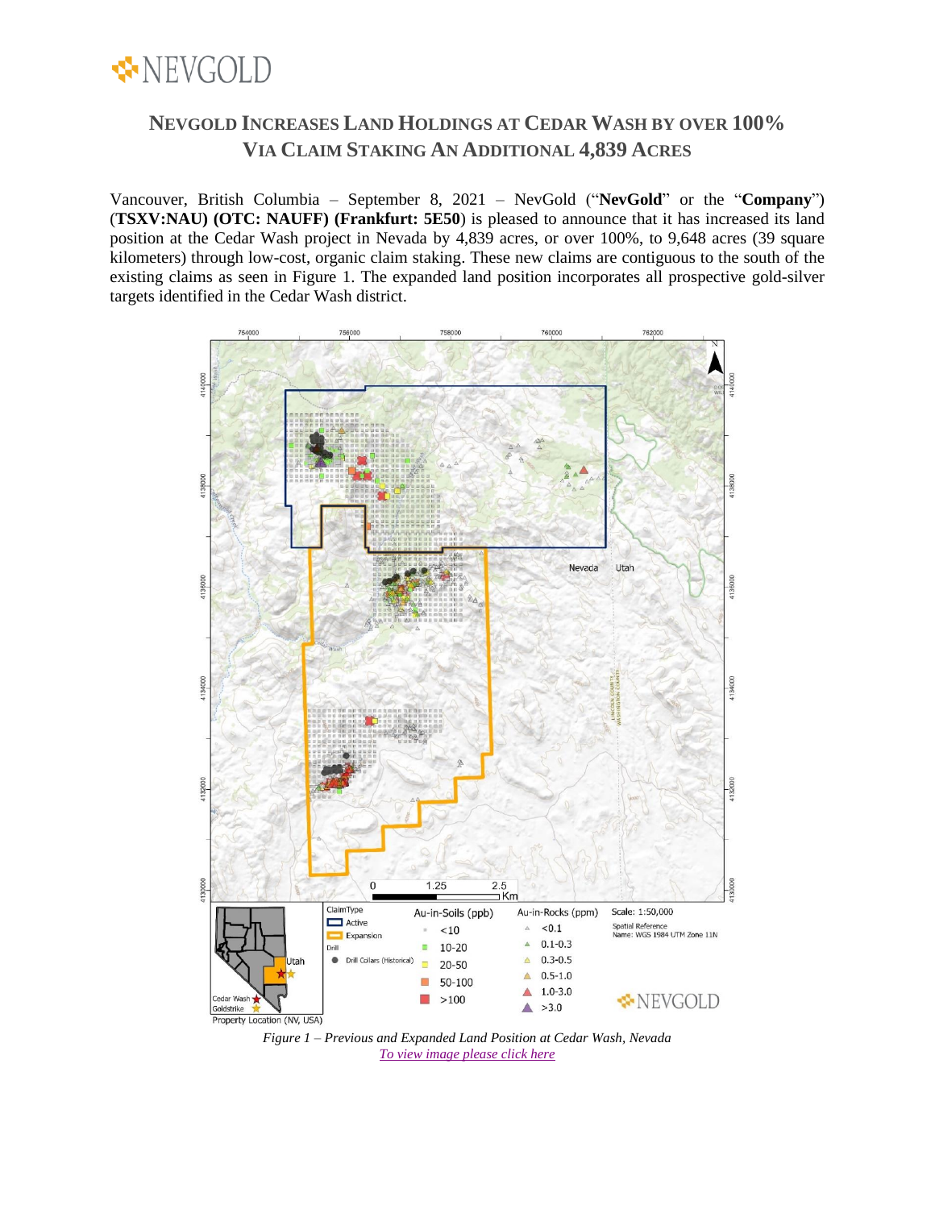# NEVGOLD INCREASES LAND HOLDINGS AT CEDAR WASH BY OVER 100% VIA CLAIM STAKING AN ADDITIONAL 4,839 ACRES

Vancouver, British Columbia – September 8, 2021 – NevGold ("**NevGold**" or the "**Company**") (**TSXV:NAU) (OTC: NAUFF) (Frankfurt: 5E50**) is pleased to announce that it has increased its land position at the Cedar Wash project in Nevada by 4,839 acres, or over 100%, to 9,648 acres (39 square kilometers) through low-cost, organic claim staking. These new claims are contiguous to the south of the existing claims as seen in Figure 1. The expanded land position incorporates all prospective gold-silver targets identified in the Cedar Wash district.

*Figure 1 – Previous and Expanded Land Position at Cedar Wash, Nevada*

To view image please click here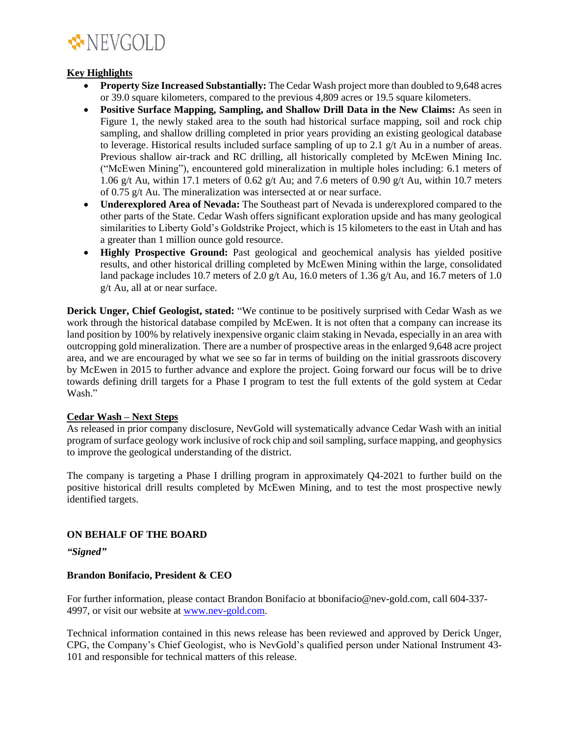## Key Highlights

- **Property Size Increased Substantially:** The Cedar Wash project more than doubled to 9,648 acres or 39.0 square kilometers, compared to the previous 4,809 acres or 19.5 square kilometers.
- **Positive Surface Mapping, Sampling, and Shallow Drill Data in the New Claims:** As seen in Figure 1, the newly staked area to the south had historical surface mapping, soil and rock chip sampling, and shallow drilling completed in prior years providing an existing geological database to leverage. Historical results included surface sampling of up to 2.1 g/t Au in a number of areas. Previous shallow air-track and RC drilling, all historically completed by McEwen Mining Inc. ("McEwen Mining"), encountered gold mineralization in multiple holes including: 6.1 meters of 1.06 g/t Au, within 17.1 meters of 0.62 g/t Au; and 7.6 meters of 0.90 g/t Au, within 10.7 meters of 0.75 g/t Au. The mineralization was intersected at or near surface.
- **Underexplored Area of Nevada:** The Southeast part of Nevada is underexplored compared to the other parts of the State. Cedar Wash offers significant exploration upside and has many geological similarities to Liberty Gold's Goldstrike Project, which is 15 kilometers to the east in Utah and has a greater than 1 million ounce gold resource.
- **Highly Prospective Ground:** Past geological and geochemical analysis has yielded positive results, and other historical drilling completed by McEwen Mining within the large, consolidated land package includes 10.7 meters of 2.0 g/t Au, 16.0 meters of 1.36 g/t Au, and 16.7 meters of 1.0 g/t Au, all at or near surface.

**Derick Unger, Chief Geologist, stated:** "We continue to be positively surprised with Cedar Wash as we work through the historical database compiled by McEwen. It is not often that a company can increase its land position by 100% by relatively inexpensive organic claim staking in Nevada, especially in an area with outcropping gold mineralization. There are a number of prospective areas in the enlarged 9,648 acre project area, and we are encouraged by what we see so far in terms of building on the initial grassroots discovery by McEwen in 2015 to further advance and explore the project. Going forward our focus will be to drive towards defining drill targets for a Phase I program to test the full extents of the gold system at Cedar Wash."

## Cedar Wash – Next Steps

As released in prior company disclosure, NevGold will systematically advance Cedar Wash with an initial program of surface geology work inclusive of rock chip and soil sampling, surface mapping, and geophysics to improve the geological understanding of the district.

The company is targeting a Phase I drilling program in approximately Q4-2021 to further build on the positive historical drill results completed by McEwen Mining, and to test the most prospective newly identified targets.

**ON BEHALF OF THE BOARD**

***"Signed"***

**Brandon Bonifacio, President & CEO**

For further information, please contact Brandon Bonifacio at bbonifacio@nev-gold.com, call 604-337-4997, or visit our website at [www.nev-gold.com](www.nev-gold.com).

Technical information contained in this news release has been reviewed and approved by Derick Unger, CPG, the Company's Chief Geologist, who is NevGold's qualified person under National Instrument 43-101 and responsible for technical matters of this release.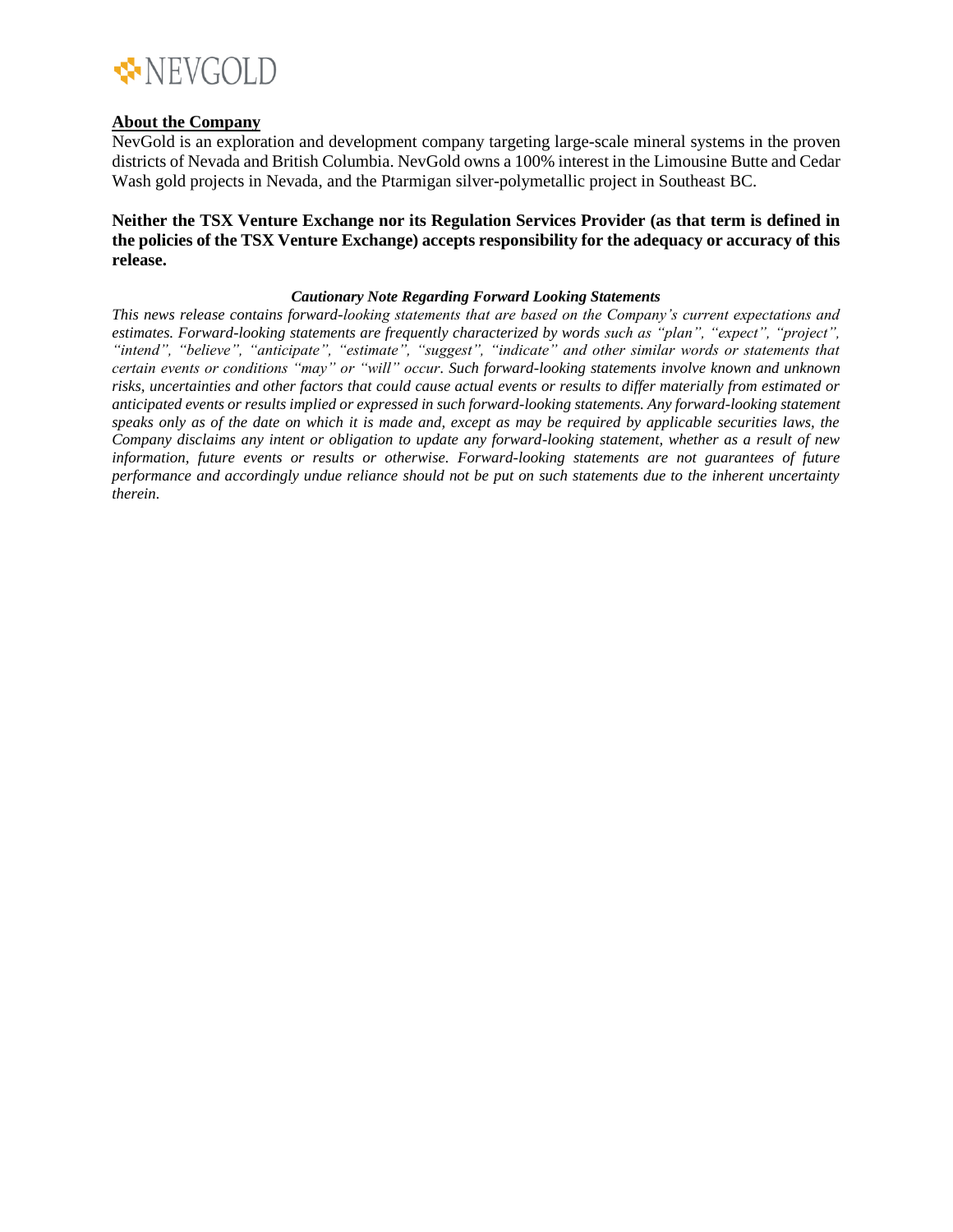NEVGOLD

**About the Company**

NevGold is an exploration and development company targeting large-scale mineral systems in the proven districts of Nevada and British Columbia. NevGold owns a 100% interest in the Limousine Butte and Cedar Wash gold projects in Nevada, and the Ptarmigan silver-polymetallic project in Southeast BC.

**Neither the TSX Venture Exchange nor its Regulation Services Provider (as that term is defined in the policies of the TSX Venture Exchange) accepts responsibility for the adequacy or accuracy of this release.**

***Cautionary Note Regarding Forward Looking Statements***

*This news release contains forward-looking statements that are based on the Company's current expectations and estimates. Forward-looking statements are frequently characterized by words such as "plan", "expect", "project", "intend", "believe", "anticipate", "estimate", "suggest", "indicate" and other similar words or statements that certain events or conditions "may" or "will" occur. Such forward-looking statements involve known and unknown risks, uncertainties and other factors that could cause actual events or results to differ materially from estimated or anticipated events or results implied or expressed in such forward-looking statements. Any forward-looking statement speaks only as of the date on which it is made and, except as may be required by applicable securities laws, the Company disclaims any intent or obligation to update any forward-looking statement, whether as a result of new information, future events or results or otherwise. Forward-looking statements are not guarantees of future performance and accordingly undue reliance should not be put on such statements due to the inherent uncertainty therein.*